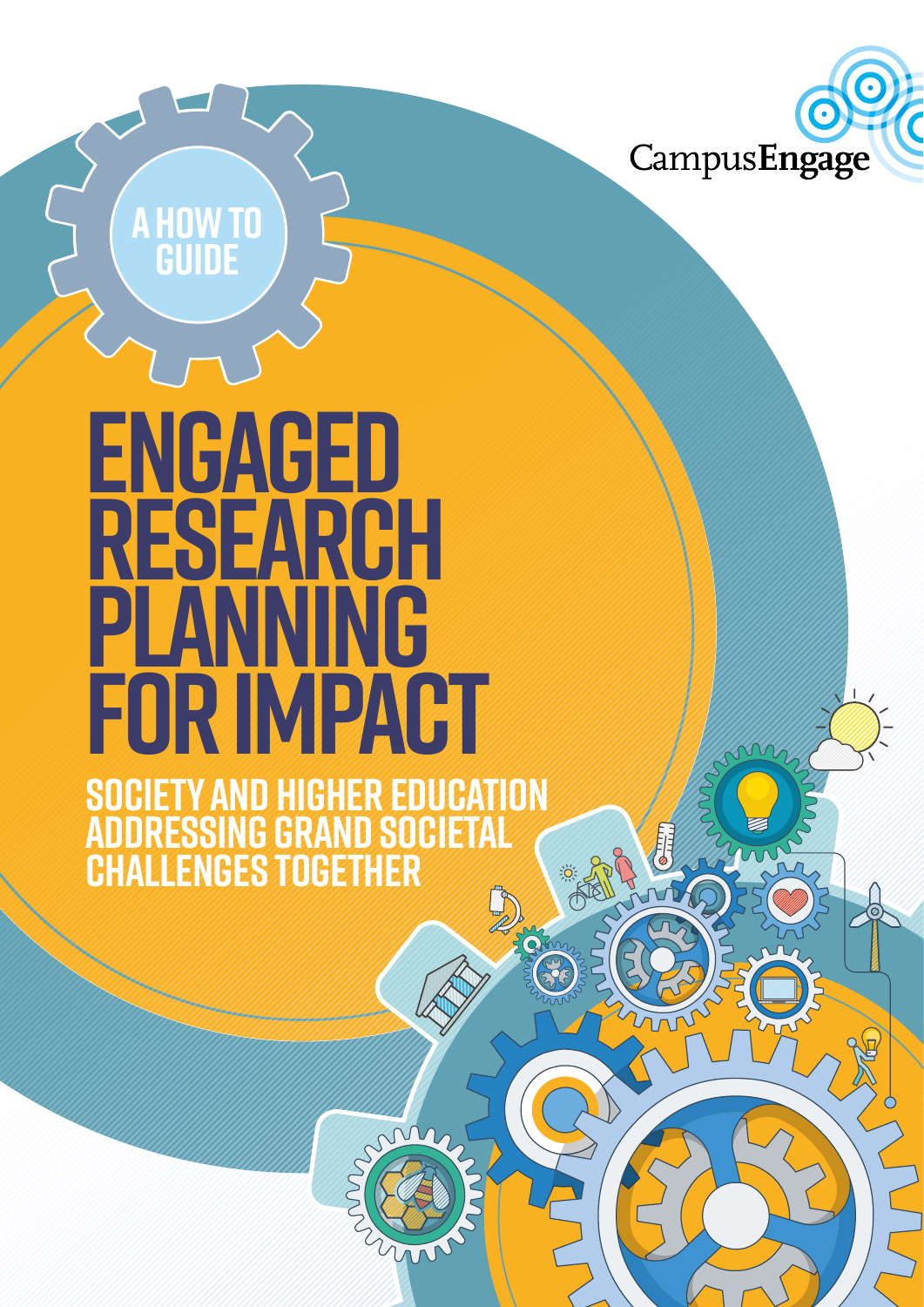CampusEngage

A HOW TO GUIDE

# ENGAGED RESEARCH PLANNING FOR IMPACT

## SOCIETY AND HIGHER EDUCATION ADDRESSING GRAND SOCIETAL CHALLENGES TOGETHER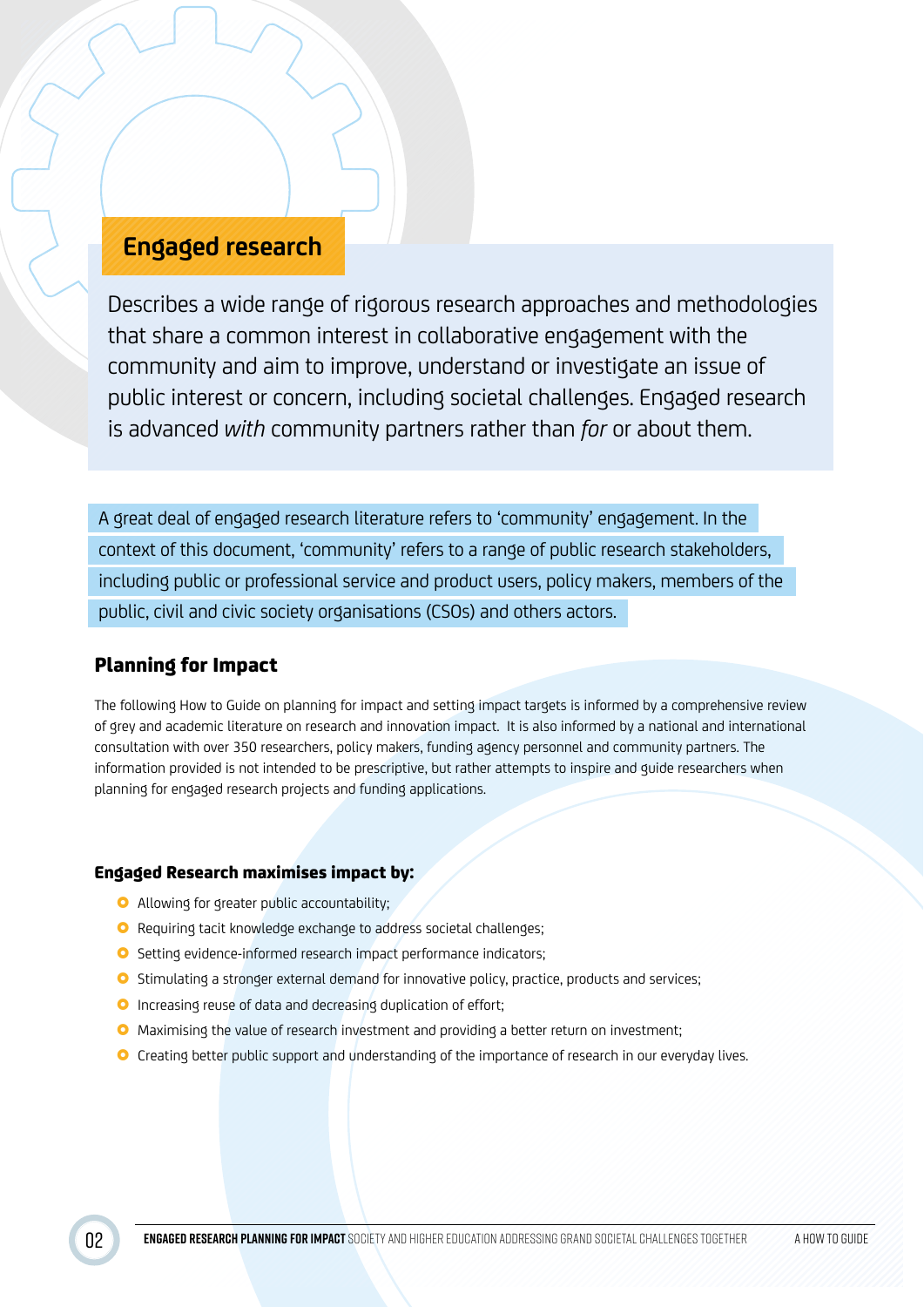## Engaged research

Describes a wide range of rigorous research approaches and methodologies that share a common interest in collaborative engagement with the community and aim to improve, understand or investigate an issue of public interest or concern, including societal challenges. Engaged research is advanced *with* community partners rather than *for* or about them.

A great deal of engaged research literature refers to 'community' engagement. In the context of this document, 'community' refers to a range of public research stakeholders, including public or professional service and product users, policy makers, members of the public, civil and civic society organisations (CSOs) and others actors.

### Planning for Impact

The following How to Guide on planning for impact and setting impact targets is informed by a comprehensive review of grey and academic literature on research and innovation impact. It is also informed by a national and international consultation with over 350 researchers, policy makers, funding agency personnel and community partners. The information provided is not intended to be prescriptive, but rather attempts to inspire and guide researchers when planning for engaged research projects and funding applications.

#### Engaged Research maximises impact by:

- Allowing for greater public accountability;
- Requiring tacit knowledge exchange to address societal challenges;
- Setting evidence-informed research impact performance indicators;
- Stimulating a stronger external demand for innovative policy, practice, products and services;
- Increasing reuse of data and decreasing duplication of effort;
- Maximising the value of research investment and providing a better return on investment;
- Creating better public support and understanding of the importance of research in our everyday lives.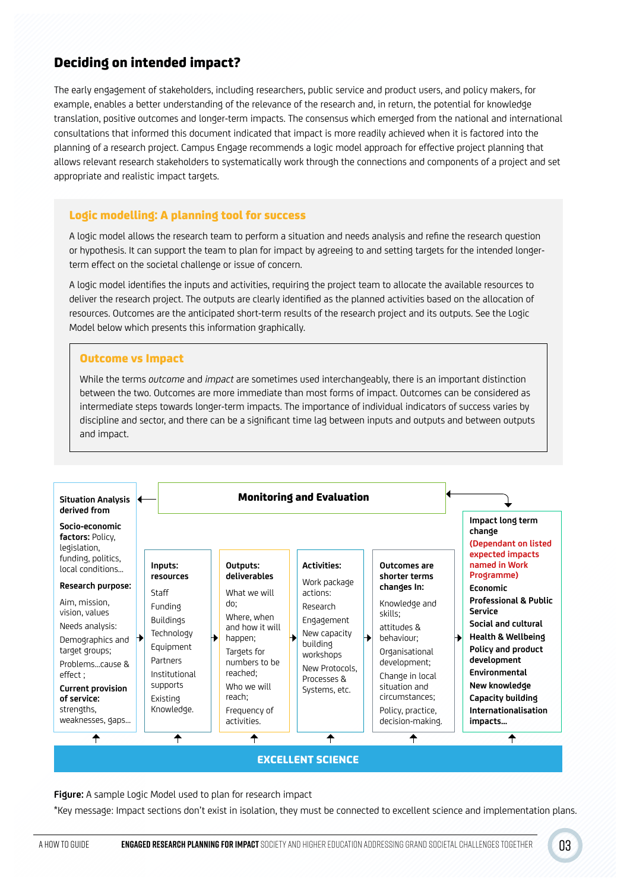## Deciding on intended impact?

The early engagement of stakeholders, including researchers, public service and product users, and policy makers, for example, enables a better understanding of the relevance of the research and, in return, the potential for knowledge translation, positive outcomes and longer-term impacts. The consensus which emerged from the national and international consultations that informed this document indicated that impact is more readily achieved when it is factored into the planning of a research project. Campus Engage recommends a logic model approach for effective project planning that allows relevant research stakeholders to systematically work through the connections and components of a project and set appropriate and realistic impact targets.

### Logic modelling: A planning tool for success

A logic model allows the research team to perform a situation and needs analysis and refine the research question or hypothesis. It can support the team to plan for impact by agreeing to and setting targets for the intended longer-term effect on the societal challenge or issue of concern.

A logic model identifies the inputs and activities, requiring the project team to allocate the available resources to deliver the research project. The outputs are clearly identified as the planned activities based on the allocation of resources. Outcomes are the anticipated short-term results of the research project and its outputs. See the Logic Model below which presents this information graphically.

#### Outcome vs Impact

While the terms *outcome* and *impact* are sometimes used interchangeably, there is an important distinction between the two. Outcomes are more immediate than most forms of impact. Outcomes can be considered as intermediate steps towards longer-term impacts. The importance of individual indicators of success varies by discipline and sector, and there can be a significant time lag between inputs and outputs and between outputs and impact.

**Monitoring and Evaluation**

| Situation Analysis derived from | Inputs: resources | Outputs: deliverables | Activities: | Outcomes are shorter terms changes In: | Impact long term change |
|---|---|---|---|---|---|
| **Socio-economic factors:** Policy, legislation, funding, politics, local conditions... <br> **Research purpose:** Aim, mission, vision, values <br> Needs analysis: <br> Demographics and target groups; <br> Problems...cause & effect ; <br> **Current provision of service:** strengths, weaknesses, gaps... | Staff <br> Funding <br> Buildings <br> Technology <br> Equipment <br> Partners <br> Institutional supports <br> Existing Knowledge. | What we will do; <br> Where, when and how it will happen; <br> Targets for numbers to be reached; <br> Who we will reach; <br> Frequency of activities. | Work package actions: <br> Research <br> Engagement <br> New capacity building workshops <br> New Protocols, Processes & Systems, etc. | Knowledge and skills; <br> attitudes & behaviour; <br> Organisational development; <br> Change in local situation and circumstances; <br> Policy, practice, decision-making. | (Dependant on listed expected impacts named in Work Programme) <br> **Economic** <br> **Professional & Public Service** <br> **Social and cultural** <br> **Health & Wellbeing** <br> **Policy and product development** <br> **Environmental** <br> **New knowledge** <br> **Capacity building** <br> **Internationalisation impacts...** |

**EXCELLENT SCIENCE**

**Figure:** A sample Logic Model used to plan for research impact

*Key message: Impact sections don't exist in isolation, they must be connected to excellent science and implementation plans.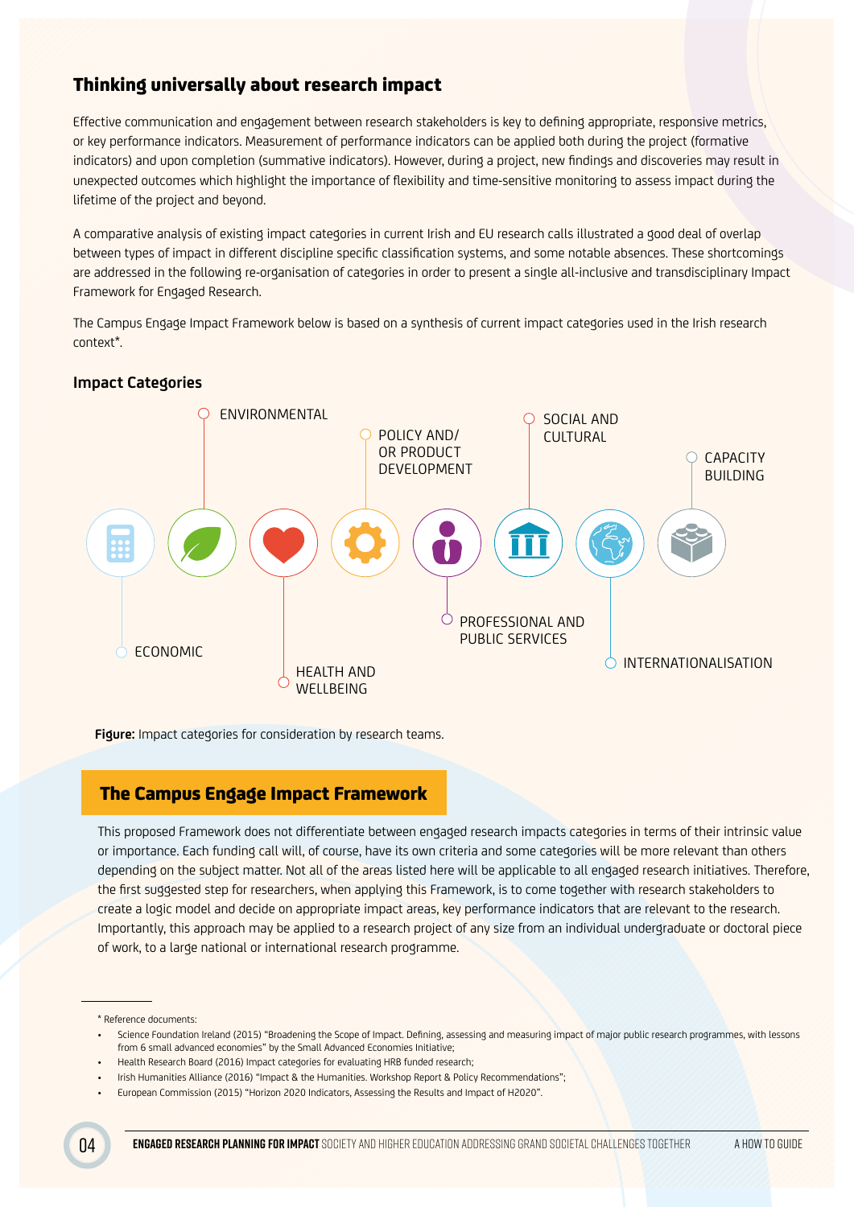## Thinking universally about research impact

Effective communication and engagement between research stakeholders is key to defining appropriate, responsive metrics, or key performance indicators. Measurement of performance indicators can be applied both during the project (formative indicators) and upon completion (summative indicators). However, during a project, new findings and discoveries may result in unexpected outcomes which highlight the importance of flexibility and time-sensitive monitoring to assess impact during the lifetime of the project and beyond.

A comparative analysis of existing impact categories in current Irish and EU research calls illustrated a good deal of overlap between types of impact in different discipline specific classification systems, and some notable absences. These shortcomings are addressed in the following re-organisation of categories in order to present a single all-inclusive and transdisciplinary Impact Framework for Engaged Research.

The Campus Engage Impact Framework below is based on a synthesis of current impact categories used in the Irish research context*.

### Impact Categories

- ECONOMIC
- ENVIRONMENTAL
- HEALTH AND WELLBEING
- POLICY AND/ OR PRODUCT DEVELOPMENT
- PROFESSIONAL AND PUBLIC SERVICES
- SOCIAL AND CULTURAL
- INTERNATIONALISATION
- CAPACITY BUILDING

**Figure:** Impact categories for consideration by research teams.

## The Campus Engage Impact Framework

This proposed Framework does not differentiate between engaged research impacts categories in terms of their intrinsic value or importance. Each funding call will, of course, have its own criteria and some categories will be more relevant than others depending on the subject matter. Not all of the areas listed here will be applicable to all engaged research initiatives. Therefore, the first suggested step for researchers, when applying this Framework, is to come together with research stakeholders to create a logic model and decide on appropriate impact areas, key performance indicators that are relevant to the research. Importantly, this approach may be applied to a research project of any size from an individual undergraduate or doctoral piece of work, to a large national or international research programme.

---

* Reference documents:

- Science Foundation Ireland (2015) "Broadening the Scope of Impact. Defining, assessing and measuring impact of major public research programmes, with lessons from 6 small advanced economies" by the Small Advanced Economies Initiative;
- Health Research Board (2016) Impact categories for evaluating HRB funded research;
- Irish Humanities Alliance (2016) "Impact & the Humanities. Workshop Report & Policy Recommendations";
- European Commission (2015) "Horizon 2020 Indicators, Assessing the Results and Impact of H2020".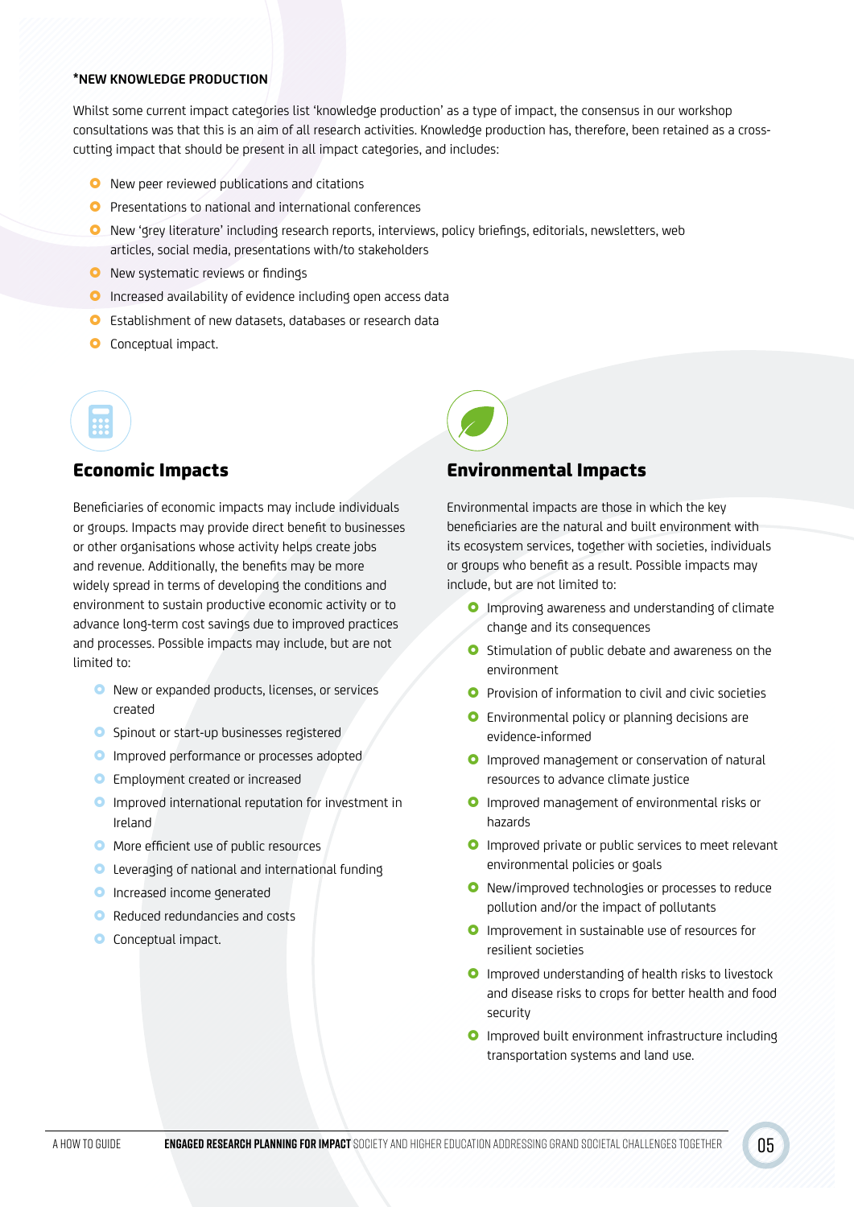**\*NEW KNOWLEDGE PRODUCTION**

Whilst some current impact categories list 'knowledge production' as a type of impact, the consensus in our workshop consultations was that this is an aim of all research activities. Knowledge production has, therefore, been retained as a cross-cutting impact that should be present in all impact categories, and includes:

- New peer reviewed publications and citations
- Presentations to national and international conferences
- New 'grey literature' including research reports, interviews, policy briefings, editorials, newsletters, web articles, social media, presentations with/to stakeholders
- New systematic reviews or findings
- Increased availability of evidence including open access data
- Establishment of new datasets, databases or research data
- Conceptual impact.

## Economic Impacts

Beneficiaries of economic impacts may include individuals or groups. Impacts may provide direct benefit to businesses or other organisations whose activity helps create jobs and revenue. Additionally, the benefits may be more widely spread in terms of developing the conditions and environment to sustain productive economic activity or to advance long-term cost savings due to improved practices and processes. Possible impacts may include, but are not limited to:

- New or expanded products, licenses, or services created
- Spinout or start-up businesses registered
- Improved performance or processes adopted
- Employment created or increased
- Improved international reputation for investment in Ireland
- More efficient use of public resources
- Leveraging of national and international funding
- Increased income generated
- Reduced redundancies and costs
- Conceptual impact.

## Environmental Impacts

Environmental impacts are those in which the key beneficiaries are the natural and built environment with its ecosystem services, together with societies, individuals or groups who benefit as a result. Possible impacts may include, but are not limited to:

- Improving awareness and understanding of climate change and its consequences
- Stimulation of public debate and awareness on the environment
- Provision of information to civil and civic societies
- Environmental policy or planning decisions are evidence-informed
- Improved management or conservation of natural resources to advance climate justice
- Improved management of environmental risks or hazards
- Improved private or public services to meet relevant environmental policies or goals
- New/improved technologies or processes to reduce pollution and/or the impact of pollutants
- Improvement in sustainable use of resources for resilient societies
- Improved understanding of health risks to livestock and disease risks to crops for better health and food security
- Improved built environment infrastructure including transportation systems and land use.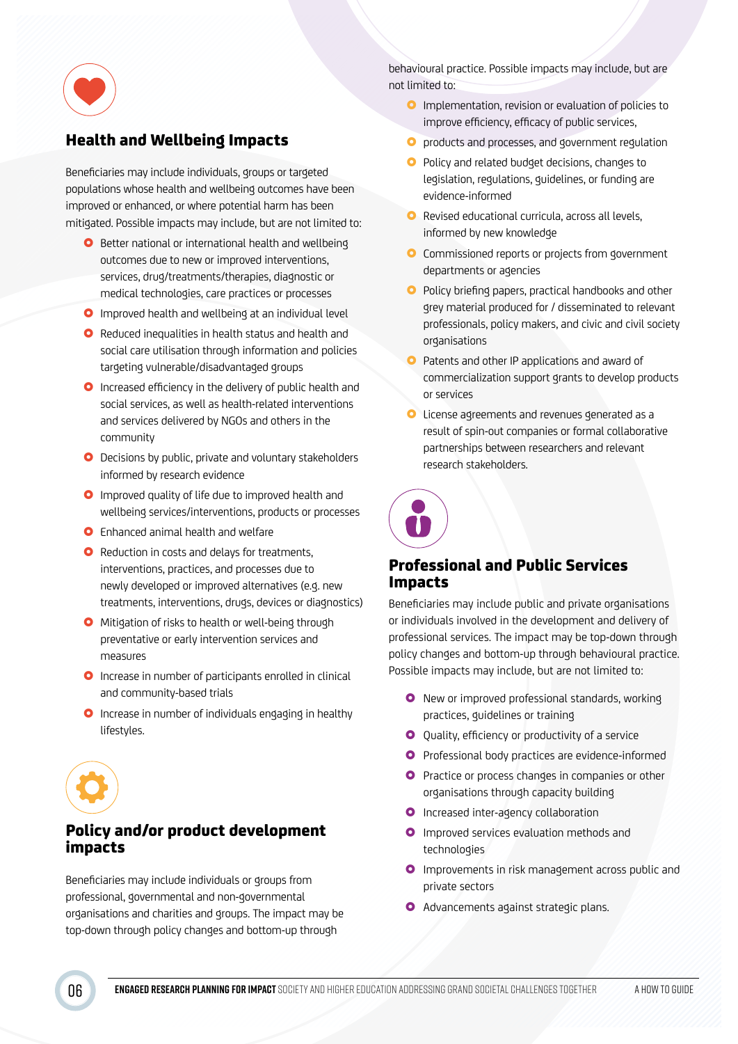## Health and Wellbeing Impacts

Beneficiaries may include individuals, groups or targeted populations whose health and wellbeing outcomes have been improved or enhanced, or where potential harm has been mitigated. Possible impacts may include, but are not limited to:

- Better national or international health and wellbeing outcomes due to new or improved interventions, services, drug/treatments/therapies, diagnostic or medical technologies, care practices or processes
- Improved health and wellbeing at an individual level
- Reduced inequalities in health status and health and social care utilisation through information and policies targeting vulnerable/disadvantaged groups
- Increased efficiency in the delivery of public health and social services, as well as health-related interventions and services delivered by NGOs and others in the community
- Decisions by public, private and voluntary stakeholders informed by research evidence
- Improved quality of life due to improved health and wellbeing services/interventions, products or processes
- Enhanced animal health and welfare
- Reduction in costs and delays for treatments, interventions, practices, and processes due to newly developed or improved alternatives (e.g. new treatments, interventions, drugs, devices or diagnostics)
- Mitigation of risks to health or well-being through preventative or early intervention services and measures
- Increase in number of participants enrolled in clinical and community-based trials
- Increase in number of individuals engaging in healthy lifestyles.

## Policy and/or product development impacts

Beneficiaries may include individuals or groups from professional, governmental and non-governmental organisations and charities and groups. The impact may be top-down through policy changes and bottom-up through behavioural practice. Possible impacts may include, but are not limited to:

- Implementation, revision or evaluation of policies to improve efficiency, efficacy of public services,
- products and processes, and government regulation
- Policy and related budget decisions, changes to legislation, regulations, guidelines, or funding are evidence-informed
- Revised educational curricula, across all levels, informed by new knowledge
- Commissioned reports or projects from government departments or agencies
- Policy briefing papers, practical handbooks and other grey material produced for / disseminated to relevant professionals, policy makers, and civic and civil society organisations
- Patents and other IP applications and award of commercialization support grants to develop products or services
- License agreements and revenues generated as a result of spin-out companies or formal collaborative partnerships between researchers and relevant research stakeholders.

## Professional and Public Services Impacts

Beneficiaries may include public and private organisations or individuals involved in the development and delivery of professional services. The impact may be top-down through policy changes and bottom-up through behavioural practice. Possible impacts may include, but are not limited to:

- New or improved professional standards, working practices, guidelines or training
- Quality, efficiency or productivity of a service
- Professional body practices are evidence-informed
- Practice or process changes in companies or other organisations through capacity building
- Increased inter-agency collaboration
- Improved services evaluation methods and technologies
- Improvements in risk management across public and private sectors
- Advancements against strategic plans.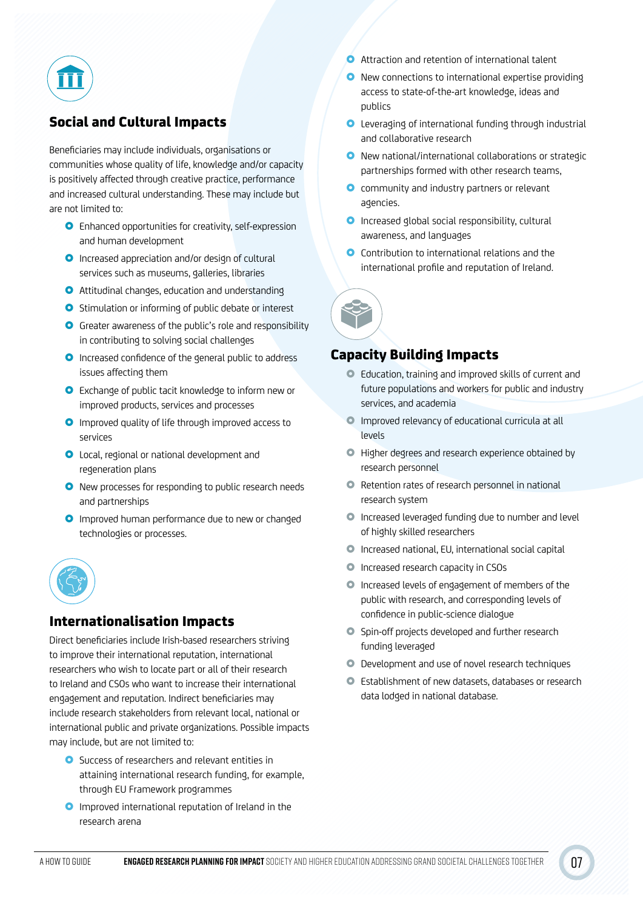## Social and Cultural Impacts

Beneficiaries may include individuals, organisations or communities whose quality of life, knowledge and/or capacity is positively affected through creative practice, performance and increased cultural understanding. These may include but are not limited to:

- Enhanced opportunities for creativity, self-expression and human development
- Increased appreciation and/or design of cultural services such as museums, galleries, libraries
- Attitudinal changes, education and understanding
- Stimulation or informing of public debate or interest
- Greater awareness of the public's role and responsibility in contributing to solving social challenges
- Increased confidence of the general public to address issues affecting them
- Exchange of public tacit knowledge to inform new or improved products, services and processes
- Improved quality of life through improved access to services
- Local, regional or national development and regeneration plans
- New processes for responding to public research needs and partnerships
- Improved human performance due to new or changed technologies or processes.

## Internationalisation Impacts

Direct beneficiaries include Irish-based researchers striving to improve their international reputation, international researchers who wish to locate part or all of their research to Ireland and CSOs who want to increase their international engagement and reputation. Indirect beneficiaries may include research stakeholders from relevant local, national or international public and private organizations. Possible impacts may include, but are not limited to:

- Success of researchers and relevant entities in attaining international research funding, for example, through EU Framework programmes
- Improved international reputation of Ireland in the research arena
- Attraction and retention of international talent
- New connections to international expertise providing access to state-of-the-art knowledge, ideas and publics
- Leveraging of international funding through industrial and collaborative research
- New national/international collaborations or strategic partnerships formed with other research teams,
- community and industry partners or relevant agencies.
- Increased global social responsibility, cultural awareness, and languages
- Contribution to international relations and the international profile and reputation of Ireland.

## Capacity Building Impacts

- Education, training and improved skills of current and future populations and workers for public and industry services, and academia
- Improved relevancy of educational curricula at all levels
- Higher degrees and research experience obtained by research personnel
- Retention rates of research personnel in national research system
- Increased leveraged funding due to number and level of highly skilled researchers
- Increased national, EU, international social capital
- Increased research capacity in CSOs
- Increased levels of engagement of members of the public with research, and corresponding levels of confidence in public-science dialogue
- Spin-off projects developed and further research funding leveraged
- Development and use of novel research techniques
- Establishment of new datasets, databases or research data lodged in national database.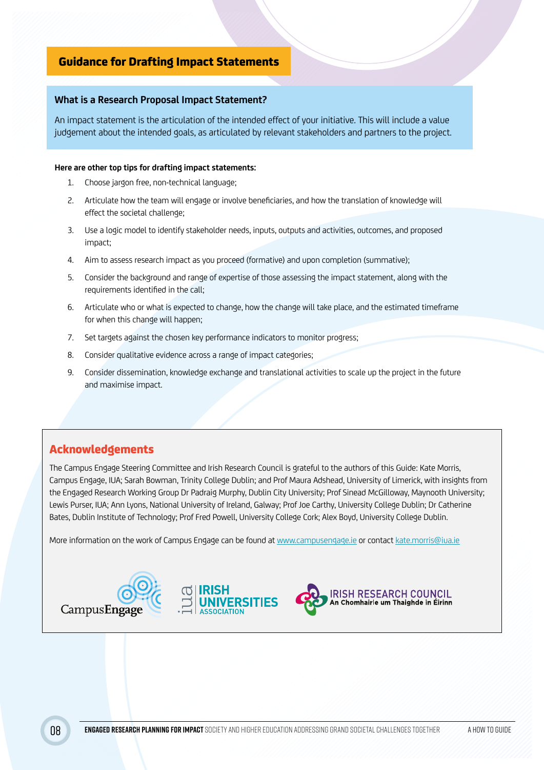## Guidance for Drafting Impact Statements

### What is a Research Proposal Impact Statement?

An impact statement is the articulation of the intended effect of your initiative. This will include a value judgement about the intended goals, as articulated by relevant stakeholders and partners to the project.

**Here are other top tips for drafting impact statements:**

1. Choose jargon free, non-technical language;
2. Articulate how the team will engage or involve beneficiaries, and how the translation of knowledge will effect the societal challenge;
3. Use a logic model to identify stakeholder needs, inputs, outputs and activities, outcomes, and proposed impact;
4. Aim to assess research impact as you proceed (formative) and upon completion (summative);
5. Consider the background and range of expertise of those assessing the impact statement, along with the requirements identified in the call;
6. Articulate who or what is expected to change, how the change will take place, and the estimated timeframe for when this change will happen;
7. Set targets against the chosen key performance indicators to monitor progress;
8. Consider qualitative evidence across a range of impact categories;
9. Consider dissemination, knowledge exchange and translational activities to scale up the project in the future and maximise impact.

## Acknowledgements

The Campus Engage Steering Committee and Irish Research Council is grateful to the authors of this Guide: Kate Morris, Campus Engage, IUA; Sarah Bowman, Trinity College Dublin; and Prof Maura Adshead, University of Limerick, with insights from the Engaged Research Working Group Dr Padraig Murphy, Dublin City University; Prof Sinead McGilloway, Maynooth University; Lewis Purser, IUA; Ann Lyons, National University of Ireland, Galway; Prof Joe Carthy, University College Dublin; Dr Catherine Bates, Dublin Institute of Technology; Prof Fred Powell, University College Cork; Alex Boyd, University College Dublin.

More information on the work of Campus Engage can be found at www.campusengage.ie or contact kate.morris@iua.ie

CampusEngage

iua IRISH UNIVERSITIES ASSOCIATION

IRISH RESEARCH COUNCIL An Chomhairle um Thaighde in Éirinn